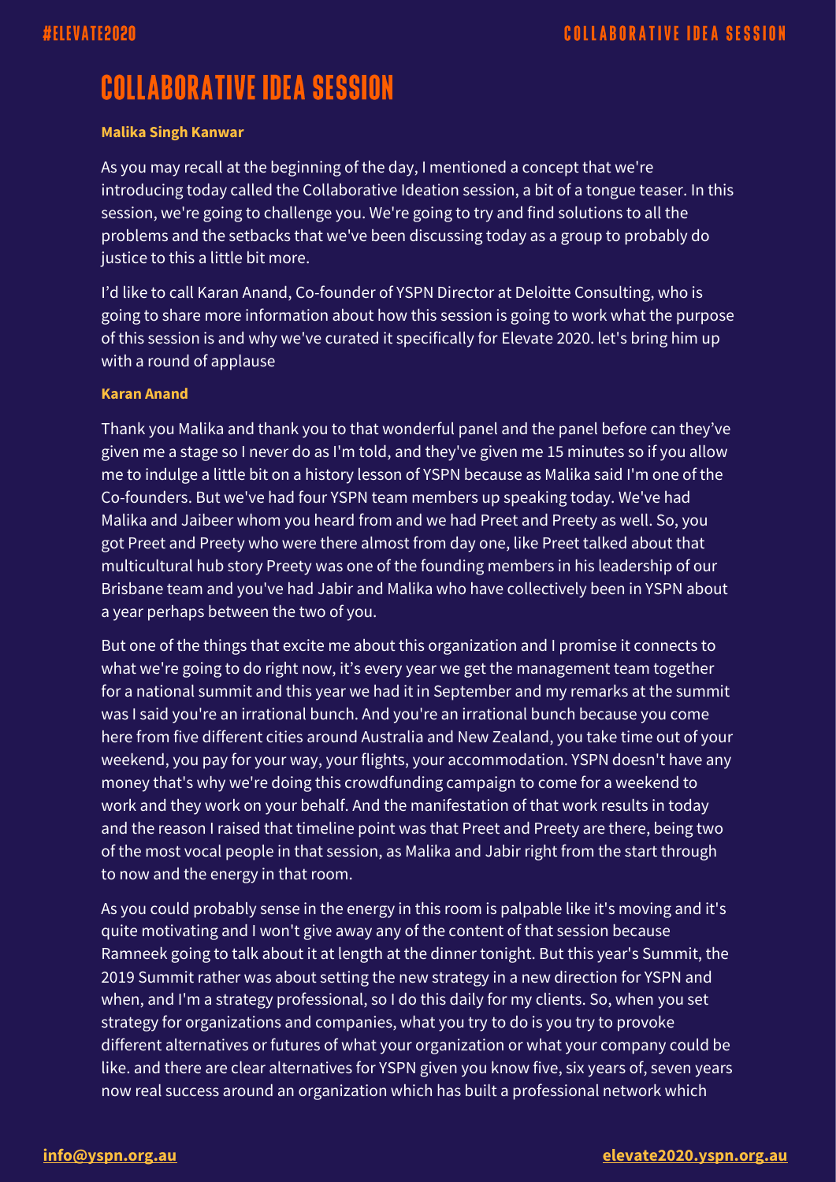# COLLABORATIVE IDEA SESSION

**Malika Singh Kanwar**

As you may recall at the beginning of the day, I mentioned a concept that we're introducing today called the Collaborative Ideation session, a bit of a tongue teaser. In this session, we're going to challenge you. We're going to try and find solutions to all the problems and the setbacks that we've been discussing today as a group to probably do justice to this a little bit more.

I'd like to call Karan Anand, Co-founder of YSPN Director at Deloitte Consulting, who is going to share more information about how this session is going to work what the purpose of this session is and why we've curated it specifically for Elevate 2020. let's bring him up with a round of applause

**Karan Anand**

Thank you Malika and thank you to that wonderful panel and the panel before can they've given me a stage so I never do as I'm told, and they've given me 15 minutes so if you allow me to indulge a little bit on a history lesson of YSPN because as Malika said I'm one of the Co-founders. But we've had four YSPN team members up speaking today. We've had Malika and Jaibeer whom you heard from and we had Preet and Preety as well. So, you got Preet and Preety who were there almost from day one, like Preet talked about that multicultural hub story Preety was one of the founding members in his leadership of our Brisbane team and you've had Jabir and Malika who have collectively been in YSPN about a year perhaps between the two of you.

But one of the things that excite me about this organization and I promise it connects to what we're going to do right now, it's every year we get the management team together for a national summit and this year we had it in September and my remarks at the summit was I said you're an irrational bunch. And you're an irrational bunch because you come here from five different cities around Australia and New Zealand, you take time out of your weekend, you pay for your way, your flights, your accommodation. YSPN doesn't have any money that's why we're doing this crowdfunding campaign to come for a weekend to work and they work on your behalf. And the manifestation of that work results in today and the reason I raised that timeline point was that Preet and Preety are there, being two of the most vocal people in that session, as Malika and Jabir right from the start through to now and the energy in that room.

As you could probably sense in the energy in this room is palpable like it's moving and it's quite motivating and I won't give away any of the content of that session because Ramneek going to talk about it at length at the dinner tonight. But this year's Summit, the 2019 Summit rather was about setting the new strategy in a new direction for YSPN and when, and I'm a strategy professional, so I do this daily for my clients. So, when you set strategy for organizations and companies, what you try to do is you try to provoke different alternatives or futures of what your organization or what your company could be like. and there are clear alternatives for YSPN given you know five, six years of, seven years now real success around an organization which has built a professional network which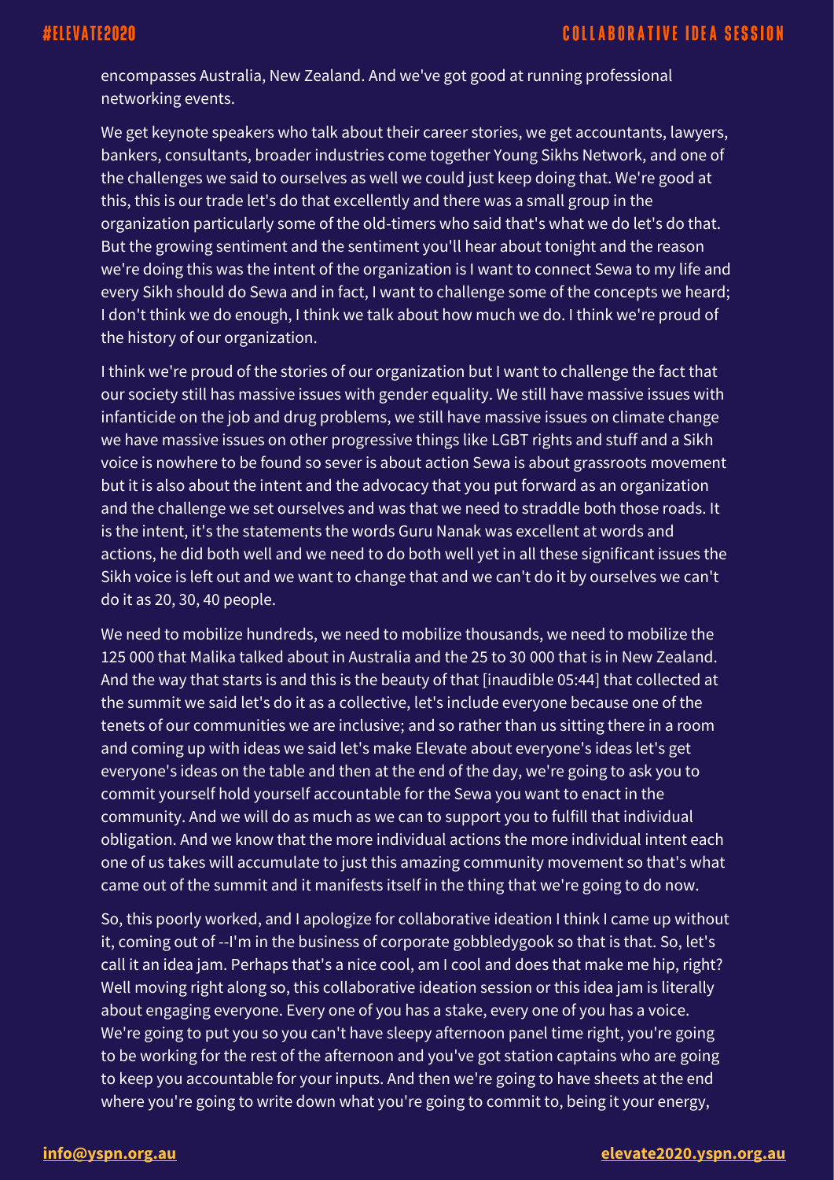encompasses Australia, New Zealand. And we've got good at running professional networking events.

We get keynote speakers who talk about their career stories, we get accountants, lawyers, bankers, consultants, broader industries come together Young Sikhs Network, and one of the challenges we said to ourselves as well we could just keep doing that. We're good at this, this is our trade let's do that excellently and there was a small group in the organization particularly some of the old-timers who said that's what we do let's do that. But the growing sentiment and the sentiment you'll hear about tonight and the reason we're doing this was the intent of the organization is I want to connect Sewa to my life and every Sikh should do Sewa and in fact, I want to challenge some of the concepts we heard; I don't think we do enough, I think we talk about how much we do. I think we're proud of the history of our organization.

I think we're proud of the stories of our organization but I want to challenge the fact that our society still has massive issues with gender equality. We still have massive issues with infanticide on the job and drug problems, we still have massive issues on climate change we have massive issues on other progressive things like LGBT rights and stuff and a Sikh voice is nowhere to be found so sever is about action Sewa is about grassroots movement but it is also about the intent and the advocacy that you put forward as an organization and the challenge we set ourselves and was that we need to straddle both those roads. It is the intent, it's the statements the words Guru Nanak was excellent at words and actions, he did both well and we need to do both well yet in all these significant issues the Sikh voice is left out and we want to change that and we can't do it by ourselves we can't do it as 20, 30, 40 people.

We need to mobilize hundreds, we need to mobilize thousands, we need to mobilize the 125 000 that Malika talked about in Australia and the 25 to 30 000 that is in New Zealand. And the way that starts is and this is the beauty of that [inaudible 05:44] that collected at the summit we said let's do it as a collective, let's include everyone because one of the tenets of our communities we are inclusive; and so rather than us sitting there in a room and coming up with ideas we said let's make Elevate about everyone's ideas let's get everyone's ideas on the table and then at the end of the day, we're going to ask you to commit yourself hold yourself accountable for the Sewa you want to enact in the community. And we will do as much as we can to support you to fulfill that individual obligation. And we know that the more individual actions the more individual intent each one of us takes will accumulate to just this amazing community movement so that's what came out of the summit and it manifests itself in the thing that we're going to do now.

So, this poorly worked, and I apologize for collaborative ideation I think I came up without it, coming out of --I'm in the business of corporate gobbledygook so that is that. So, let's call it an idea jam. Perhaps that's a nice cool, am I cool and does that make me hip, right? Well moving right along so, this collaborative ideation session or this idea jam is literally about engaging everyone. Every one of you has a stake, every one of you has a voice. We're going to put you so you can't have sleepy afternoon panel time right, you're going to be working for the rest of the afternoon and you've got station captains who are going to keep you accountable for your inputs. And then we're going to have sheets at the end where you're going to write down what you're going to commit to, being it your energy,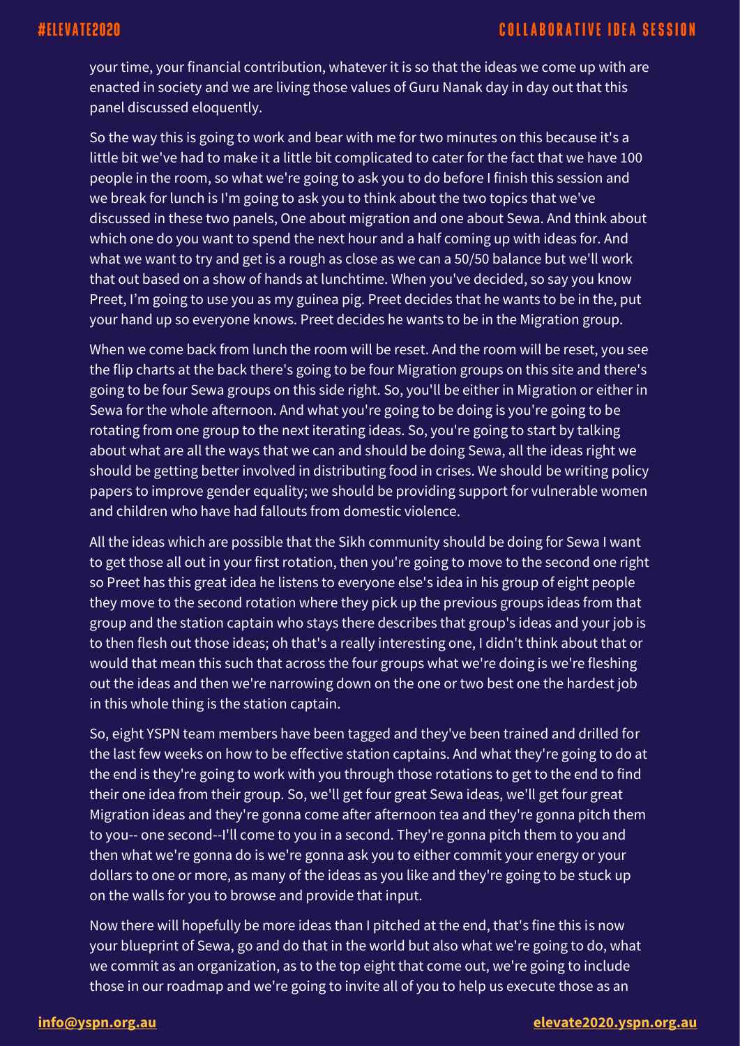your time, your financial contribution, whatever it is so that the ideas we come up with are enacted in society and we are living those values of Guru Nanak day in day out that this panel discussed eloquently.

So the way this is going to work and bear with me for two minutes on this because it's a little bit we've had to make it a little bit complicated to cater for the fact that we have 100 people in the room, so what we're going to ask you to do before I finish this session and we break for lunch is I'm going to ask you to think about the two topics that we've discussed in these two panels, One about migration and one about Sewa. And think about which one do you want to spend the next hour and a half coming up with ideas for. And what we want to try and get is a rough as close as we can a 50/50 balance but we'll work that out based on a show of hands at lunchtime. When you've decided, so say you know Preet, I'm going to use you as my guinea pig. Preet decides that he wants to be in the, put your hand up so everyone knows. Preet decides he wants to be in the Migration group.

When we come back from lunch the room will be reset. And the room will be reset, you see the flip charts at the back there's going to be four Migration groups on this site and there's going to be four Sewa groups on this side right. So, you'll be either in Migration or either in Sewa for the whole afternoon. And what you're going to be doing is you're going to be rotating from one group to the next iterating ideas. So, you're going to start by talking about what are all the ways that we can and should be doing Sewa, all the ideas right we should be getting better involved in distributing food in crises. We should be writing policy papers to improve gender equality; we should be providing support for vulnerable women and children who have had fallouts from domestic violence.

All the ideas which are possible that the Sikh community should be doing for Sewa I want to get those all out in your first rotation, then you're going to move to the second one right so Preet has this great idea he listens to everyone else's idea in his group of eight people they move to the second rotation where they pick up the previous groups ideas from that group and the station captain who stays there describes that group's ideas and your job is to then flesh out those ideas; oh that's a really interesting one, I didn't think about that or would that mean this such that across the four groups what we're doing is we're fleshing out the ideas and then we're narrowing down on the one or two best one the hardest job in this whole thing is the station captain.

So, eight YSPN team members have been tagged and they've been trained and drilled for the last few weeks on how to be effective station captains. And what they're going to do at the end is they're going to work with you through those rotations to get to the end to find their one idea from their group. So, we'll get four great Sewa ideas, we'll get four great Migration ideas and they're gonna come after afternoon tea and they're gonna pitch them to you-- one second--I'll come to you in a second. They're gonna pitch them to you and then what we're gonna do is we're gonna ask you to either commit your energy or your dollars to one or more, as many of the ideas as you like and they're going to be stuck up on the walls for you to browse and provide that input.

Now there will hopefully be more ideas than I pitched at the end, that's fine this is now your blueprint of Sewa, go and do that in the world but also what we're going to do, what we commit as an organization, as to the top eight that come out, we're going to include those in our roadmap and we're going to invite all of you to help us execute those as an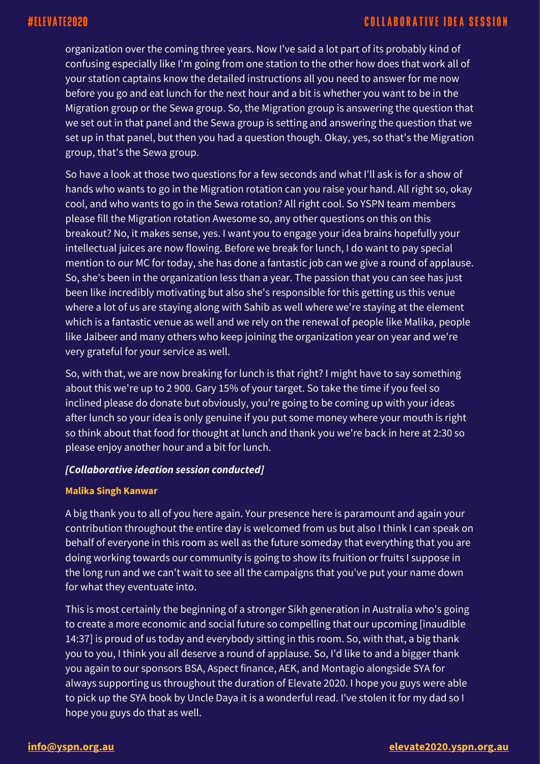organization over the coming three years. Now I've said a lot part of its probably kind of confusing especially like I'm going from one station to the other how does that work all of your station captains know the detailed instructions all you need to answer for me now before you go and eat lunch for the next hour and a bit is whether you want to be in the Migration group or the Sewa group. So, the Migration group is answering the question that we set out in that panel and the Sewa group is setting and answering the question that we set up in that panel, but then you had a question though. Okay, yes, so that's the Migration group, that's the Sewa group.

So have a look at those two questions for a few seconds and what I'll ask is for a show of hands who wants to go in the Migration rotation can you raise your hand. All right so, okay cool, and who wants to go in the Sewa rotation? All right cool. So YSPN team members please fill the Migration rotation Awesome so, any other questions on this on this breakout? No, it makes sense, yes. I want you to engage your idea brains hopefully your intellectual juices are now flowing. Before we break for lunch, I do want to pay special mention to our MC for today, she has done a fantastic job can we give a round of applause. So, she's been in the organization less than a year. The passion that you can see has just been like incredibly motivating but also she's responsible for this getting us this venue where a lot of us are staying along with Sahib as well where we're staying at the element which is a fantastic venue as well and we rely on the renewal of people like Malika, people like Jaibeer and many others who keep joining the organization year on year and we're very grateful for your service as well.

So, with that, we are now breaking for lunch is that right? I might have to say something about this we're up to 2 900. Gary 15% of your target. So take the time if you feel so inclined please do donate but obviously, you're going to be coming up with your ideas after lunch so your idea is only genuine if you put some money where your mouth is right so think about that food for thought at lunch and thank you we're back in here at 2:30 so please enjoy another hour and a bit for lunch.

***[Collaborative ideation session conducted]***

**Malika Singh Kanwar**

A big thank you to all of you here again. Your presence here is paramount and again your contribution throughout the entire day is welcomed from us but also I think I can speak on behalf of everyone in this room as well as the future someday that everything that you are doing working towards our community is going to show its fruition or fruits I suppose in the long run and we can't wait to see all the campaigns that you've put your name down for what they eventuate into.

This is most certainly the beginning of a stronger Sikh generation in Australia who's going to create a more economic and social future so compelling that our upcoming [inaudible 14:37] is proud of us today and everybody sitting in this room. So, with that, a big thank you to you, I think you all deserve a round of applause. So, I'd like to and a bigger thank you again to our sponsors BSA, Aspect finance, AEK, and Montagio alongside SYA for always supporting us throughout the duration of Elevate 2020. I hope you guys were able to pick up the SYA book by Uncle Daya it is a wonderful read. I've stolen it for my dad so I hope you guys do that as well.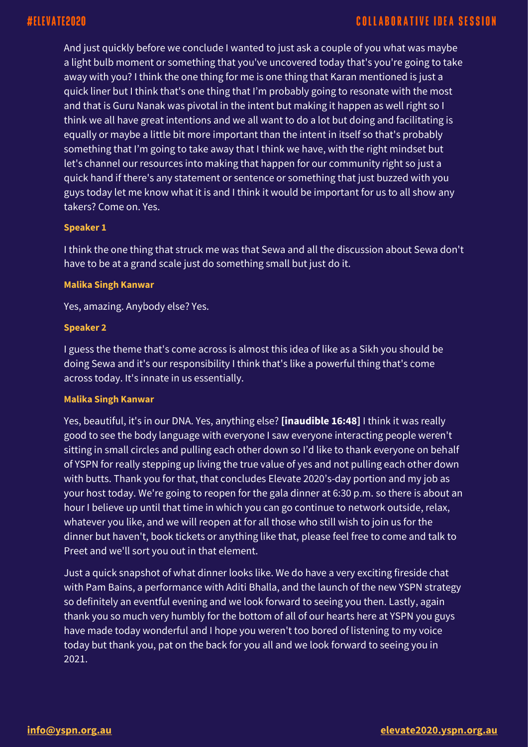And just quickly before we conclude I wanted to just ask a couple of you what was maybe a light bulb moment or something that you've uncovered today that's you're going to take away with you? I think the one thing for me is one thing that Karan mentioned is just a quick liner but I think that's one thing that I'm probably going to resonate with the most and that is Guru Nanak was pivotal in the intent but making it happen as well right so I think we all have great intentions and we all want to do a lot but doing and facilitating is equally or maybe a little bit more important than the intent in itself so that's probably something that I'm going to take away that I think we have, with the right mindset but let's channel our resources into making that happen for our community right so just a quick hand if there's any statement or sentence or something that just buzzed with you guys today let me know what it is and I think it would be important for us to all show any takers? Come on. Yes.

**Speaker 1**

I think the one thing that struck me was that Sewa and all the discussion about Sewa don't have to be at a grand scale just do something small but just do it.

**Malika Singh Kanwar**

Yes, amazing. Anybody else? Yes.

**Speaker 2**

I guess the theme that's come across is almost this idea of like as a Sikh you should be doing Sewa and it's our responsibility I think that's like a powerful thing that's come across today. It's innate in us essentially.

**Malika Singh Kanwar**

Yes, beautiful, it's in our DNA. Yes, anything else? **[inaudible 16:48]** I think it was really good to see the body language with everyone I saw everyone interacting people weren't sitting in small circles and pulling each other down so I'd like to thank everyone on behalf of YSPN for really stepping up living the true value of yes and not pulling each other down with butts. Thank you for that, that concludes Elevate 2020's-day portion and my job as your host today. We're going to reopen for the gala dinner at 6:30 p.m. so there is about an hour I believe up until that time in which you can go continue to network outside, relax, whatever you like, and we will reopen at for all those who still wish to join us for the dinner but haven't, book tickets or anything like that, please feel free to come and talk to Preet and we'll sort you out in that element.

Just a quick snapshot of what dinner looks like. We do have a very exciting fireside chat with Pam Bains, a performance with Aditi Bhalla, and the launch of the new YSPN strategy so definitely an eventful evening and we look forward to seeing you then. Lastly, again thank you so much very humbly for the bottom of all of our hearts here at YSPN you guys have made today wonderful and I hope you weren't too bored of listening to my voice today but thank you, pat on the back for you all and we look forward to seeing you in 2021.